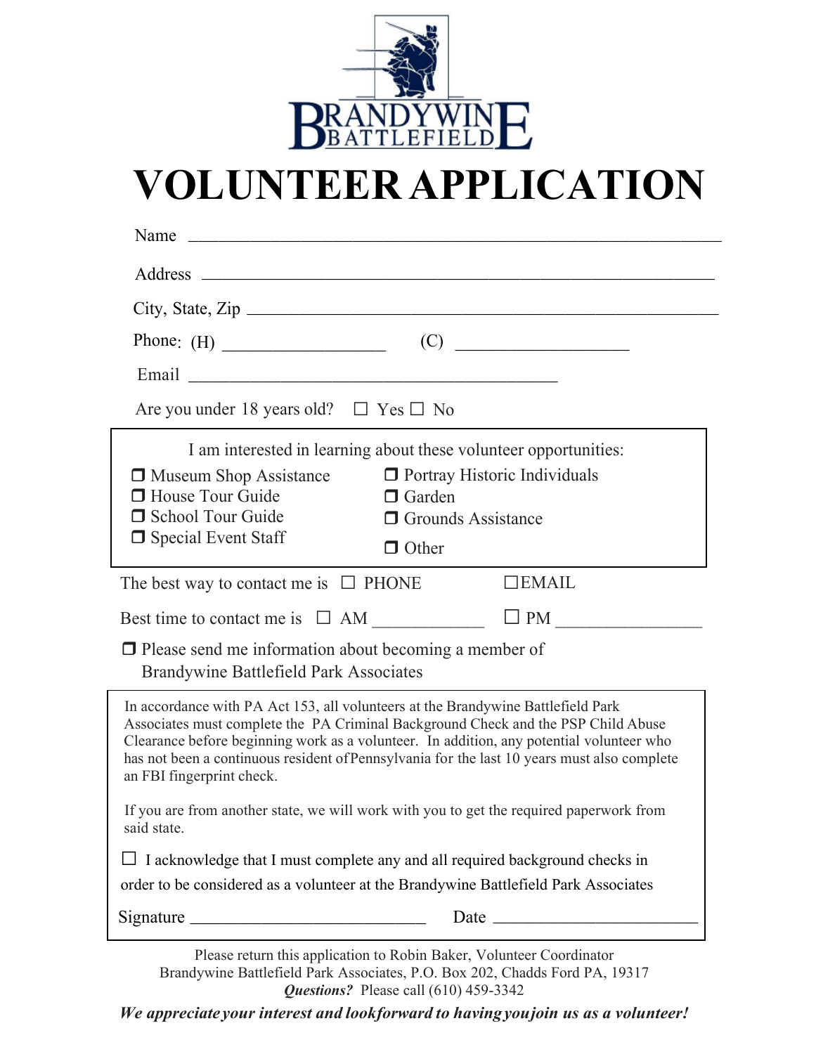BRANDYWINE BATTLEFIELD

# VOLUNTEER APPLICATION

Name ______________________________________________________________

Address ___________________________________________________________

City, State, Zip _____________________________________________________

Phone: (H) __________________ (C) ___________________

Email ____________________________________________

Are you under 18 years old? ☐ Yes ☐ No

I am interested in learning about these volunteer opportunities:

- ❒ Museum Shop Assistance
- ❒ House Tour Guide
- ❒ School Tour Guide
- ❒ Special Event Staff
- ❒ Portray Historic Individuals
- ❒ Garden
- ❒ Grounds Assistance
- ❒ Other

The best way to contact me is ☐ PHONE ☐EMAIL

Best time to contact me is ☐ AM ____________ ☐ PM ________________

❒ Please send me information about becoming a member of Brandywine Battlefield Park Associates

In accordance with PA Act 153, all volunteers at the Brandywine Battlefield Park Associates must complete the PA Criminal Background Check and the PSP Child Abuse Clearance before beginning work as a volunteer. In addition, any potential volunteer who has not been a continuous resident of Pennsylvania for the last 10 years must also complete an FBI fingerprint check.

If you are from another state, we will work with you to get the required paperwork from said state.

☐ I acknowledge that I must complete any and all required background checks in order to be considered as a volunteer at the Brandywine Battlefield Park Associates

Signature ___________________________ Date ________________________

Please return this application to Robin Baker, Volunteer Coordinator
Brandywine Battlefield Park Associates, P.O. Box 202, Chadds Ford PA, 19317
***Questions?*** Please call (610) 459-3342

***We appreciate your interest and look forward to having you join us as a volunteer!***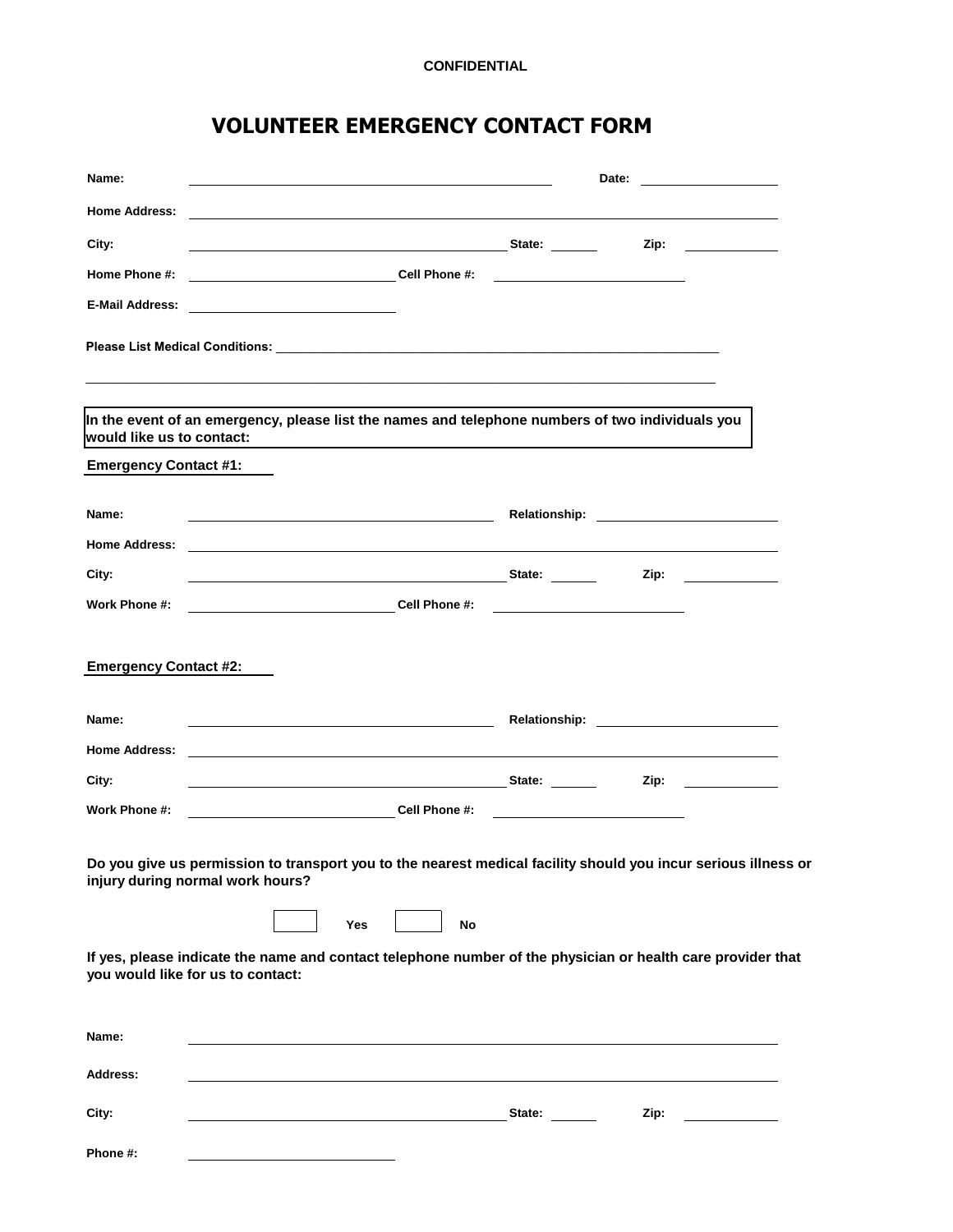**CONFIDENTIAL**

# VOLUNTEER EMERGENCY CONTACT FORM

**Name:** ______________________________ **Date:** ______________

**Home Address:** ______________________________________________

**City:** ______________________________ **State:** ______ **Zip:** ______

**Home Phone #:** ____________________ **Cell Phone #:** ____________________

**E-Mail Address:** ____________________

**Please List Medical Conditions:** ______________________________________________

______________________________________________________________________

**In the event of an emergency, please list the names and telephone numbers of two individuals you would like us to contact:**

**Emergency Contact #1:**

**Name:** ______________________________ **Relationship:** ____________________

**Home Address:** ______________________________________________

**City:** ______________________________ **State:** ______ **Zip:** ______

**Work Phone #:** ____________________ **Cell Phone #:** ____________________

**Emergency Contact #2:**

**Name:** ______________________________ **Relationship:** ____________________

**Home Address:** ______________________________________________

**City:** ______________________________ **State:** ______ **Zip:** ______

**Work Phone #:** ____________________ **Cell Phone #:** ____________________

**Do you give us permission to transport you to the nearest medical facility should you incur serious illness or injury during normal work hours?**

☐ **Yes** ☐ **No**

**If yes, please indicate the name and contact telephone number of the physician or health care provider that you would like for us to contact:**

**Name:** ______________________________________________

**Address:** ______________________________________________

**City:** ______________________________ **State:** ______ **Zip:** ______

**Phone #:** ____________________